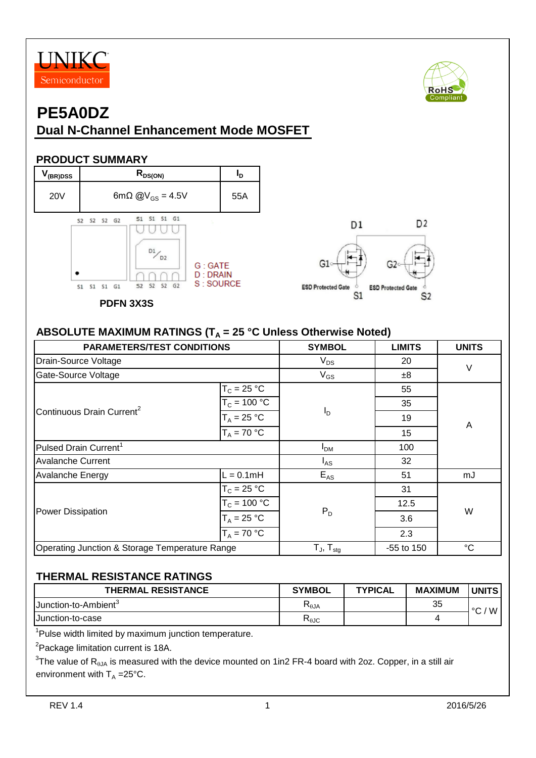UNIKC Semiconductor

# PE5A0DZ

## Dual N-Channel Enhancement Mode MOSFET

### PRODUCT SUMMARY

| $V_{(BR)DSS}$ | $R_{DS(ON)}$ | $I_D$ |
|---|---|---|
| 20V | 6mΩ @$V_{GS}$ = 4.5V | 55A |

S2 S2 S2 G2 S1 S1 S1 G1

D1/D2

S1 S1 S1 G1 S2 S2 S2 G2

G : GATE
D : DRAIN
S : SOURCE

PDFN 3X3S

D1 D2 G1 G2 ESD Protected Gate S1 ESD Protected Gate S2

### ABSOLUTE MAXIMUM RATINGS ($T_A$ = 25 °C Unless Otherwise Noted)

| PARAMETERS/TEST CONDITIONS | | SYMBOL | LIMITS | UNITS |
|---|---|---|---|---|
| Drain-Source Voltage | | $V_{DS}$ | 20 | V |
| Gate-Source Voltage | | $V_{GS}$ | ±8 | V |
| Continuous Drain Current[2] | $T_C$ = 25 °C | $I_D$ | 55 | A |
| | $T_C$ = 100 °C | | 35 | |
| | $T_A$ = 25 °C | | 19 | |
| | $T_A$ = 70 °C | | 15 | |
| Pulsed Drain Current[1] | | $I_{DM}$ | 100 | A |
| Avalanche Current | | $I_{AS}$ | 32 | A |
| Avalanche Energy | L = 0.1mH | $E_{AS}$ | 51 | mJ |
| Power Dissipation | $T_C$ = 25 °C | $P_D$ | 31 | W |
| | $T_C$ = 100 °C | | 12.5 | |
| | $T_A$ = 25 °C | | 3.6 | |
| | $T_A$ = 70 °C | | 2.3 | |
| Operating Junction & Storage Temperature Range | | $T_J$, $T_{stg}$ | -55 to 150 | °C |

### THERMAL RESISTANCE RATINGS

| THERMAL RESISTANCE | SYMBOL | TYPICAL | MAXIMUM | UNITS |
|---|---|---|---|---|
| Junction-to-Ambient[3] | $R_{\theta JA}$ | | 35 | °C / W |
| Junction-to-case | $R_{\theta JC}$ | | 4 | °C / W |

[1]Pulse width limited by maximum junction temperature.

[2]Package limitation current is 18A.

[3]The value of $R_{\theta JA}$ is measured with the device mounted on 1in2 FR-4 board with 2oz. Copper, in a still air environment with $T_A$ =25°C.

REV 1.4 2016/5/26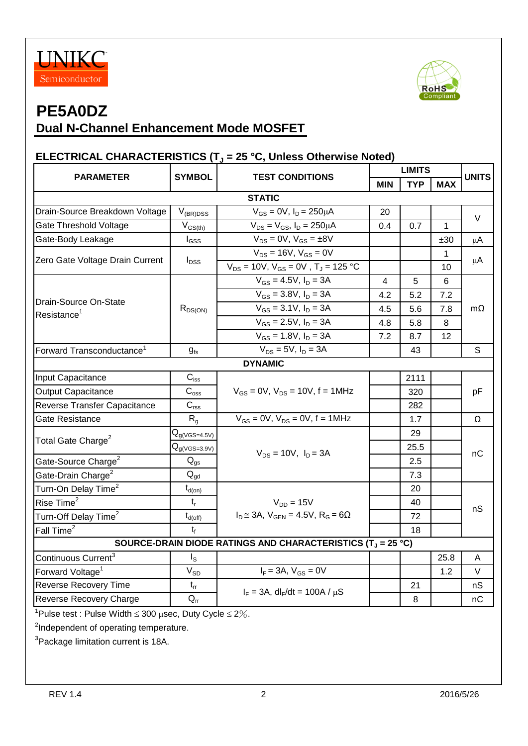# PE5A0DZ

## Dual N-Channel Enhancement Mode MOSFET

### ELECTRICAL CHARACTERISTICS ($T_J$ = 25 °C, Unless Otherwise Noted)

| PARAMETER | SYMBOL | TEST CONDITIONS | LIMITS | | | UNITS |
|---|---|---|---|---|---|---|
| | | | MIN | TYP | MAX | |
| **STATIC** | | | | | | |
| Drain-Source Breakdown Voltage | $V_{(BR)DSS}$ | $V_{GS}$ = 0V, $I_D$ = 250μA | 20 | | | V |
| Gate Threshold Voltage | $V_{GS(th)}$ | $V_{DS}$ = $V_{GS}$, $I_D$ = 250μA | 0.4 | 0.7 | 1 | V |
| Gate-Body Leakage | $I_{GSS}$ | $V_{DS}$ = 0V, $V_{GS}$ = ±8V | | | ±30 | μA |
| Zero Gate Voltage Drain Current | $I_{DSS}$ | $V_{DS}$ = 16V, $V_{GS}$ = 0V | | | 1 | μA |
| | | $V_{DS}$ = 10V, $V_{GS}$ = 0V , $T_J$ = 125 °C | | | 10 | |
| Drain-Source On-State Resistance[1] | $R_{DS(ON)}$ | $V_{GS}$ = 4.5V, $I_D$ = 3A | 4 | 5 | 6 | mΩ |
| | | $V_{GS}$ = 3.8V, $I_D$ = 3A | 4.2 | 5.2 | 7.2 | |
| | | $V_{GS}$ = 3.1V, $I_D$ = 3A | 4.5 | 5.6 | 7.8 | |
| | | $V_{GS}$ = 2.5V, $I_D$ = 3A | 4.8 | 5.8 | 8 | |
| | | $V_{GS}$ = 1.8V, $I_D$ = 3A | 7.2 | 8.7 | 12 | |
| Forward Transconductance[1] | $g_{fs}$ | $V_{DS}$ = 5V, $I_D$ = 3A | | 43 | | S |
| **DYNAMIC** | | | | | | |
| Input Capacitance | $C_{iss}$ | $V_{GS}$ = 0V, $V_{DS}$ = 10V, f = 1MHz | | 2111 | | pF |
| Output Capacitance | $C_{oss}$ | | | 320 | | |
| Reverse Transfer Capacitance | $C_{rss}$ | | | 282 | | |
| Gate Resistance | $R_g$ | $V_{GS}$ = 0V, $V_{DS}$ = 0V, f = 1MHz | | 1.7 | | Ω |
| Total Gate Charge[2] | $Q_{g(VGS=4.5V)}$ | $V_{DS}$ = 10V, $I_D$ = 3A | | 29 | | nC |
| | $Q_{g(VGS=3.9V)}$ | | | 25.5 | | |
| Gate-Source Charge[2] | $Q_{gs}$ | | | 2.5 | | |
| Gate-Drain Charge[2] | $Q_{gd}$ | | | 7.3 | | |
| Turn-On Delay Time[2] | $t_{d(on)}$ | $V_{DD}$ = 15V, $I_D$ ≅ 3A, $V_{GEN}$ = 4.5V, $R_G$ = 6Ω | | 20 | | nS |
| Rise Time[2] | $t_r$ | | | 40 | | |
| Turn-Off Delay Time[2] | $t_{d(off)}$ | | | 72 | | |
| Fall Time[2] | $t_f$ | | | 18 | | |
| **SOURCE-DRAIN DIODE RATINGS AND CHARACTERISTICS ($T_J$ = 25 °C)** | | | | | | |
| Continuous Current[3] | $I_S$ | | | | 25.8 | A |
| Forward Voltage[1] | $V_{SD}$ | $I_F$ = 3A, $V_{GS}$ = 0V | | | 1.2 | V |
| Reverse Recovery Time | $t_{rr}$ | $I_F$ = 3A, $dI_F/dt$ = 100A / μS | | 21 | | nS |
| Reverse Recovery Charge | $Q_{rr}$ | | | 8 | | nC |

[1]Pulse test : Pulse Width ≤ 300 μsec, Duty Cycle ≤ 2%.

[2]Independent of operating temperature.

[3]Package limitation current is 18A.

REV 1.4 2016/5/26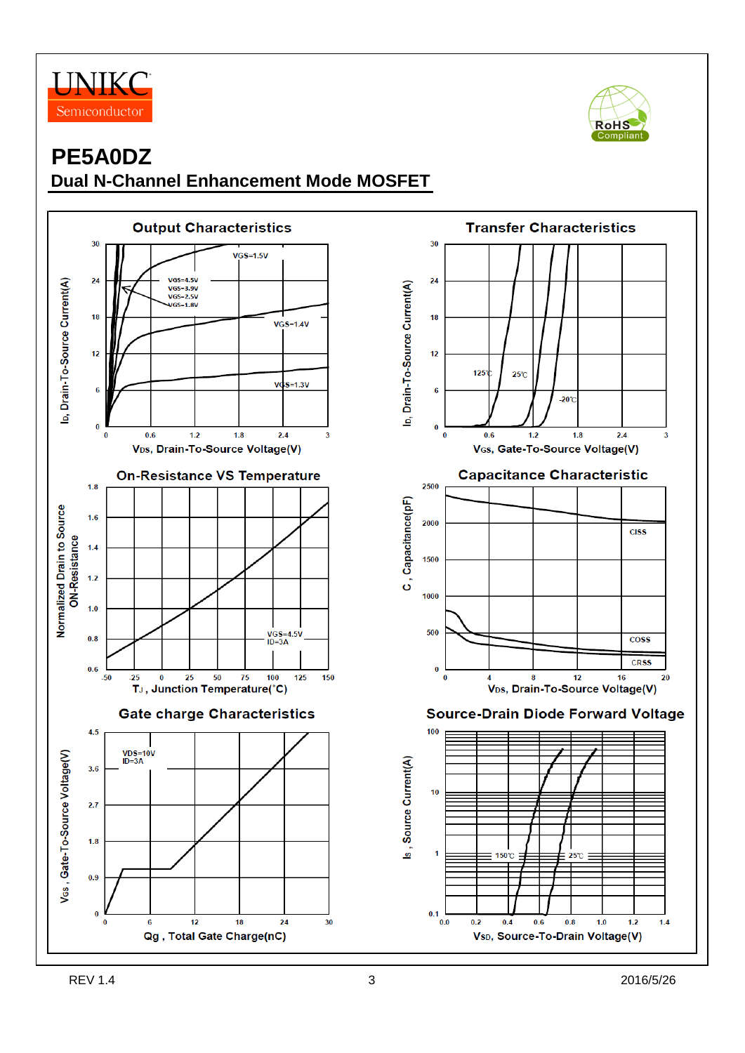# PE5A0DZ

## Dual N-Channel Enhancement Mode MOSFET

### Output Characteristics

VGS=1.5V
VGS=4.5V
VGS=3.9V
VGS=2.5V
VGS=1.8V
VGS=1.4V
VGS=1.3V

$I_D$, Drain-To-Source Current(A)

$V_{DS}$, Drain-To-Source Voltage(V)

### Transfer Characteristics

125℃ 25℃ -20℃

$I_D$, Drain-To-Source Current(A)

$V_{GS}$, Gate-To-Source Voltage(V)

### On-Resistance VS Temperature

VGS=4.5V
ID=3A

Normalized Drain to Source ON-Resistance

$T_J$, Junction Temperature(°C)

### Capacitance Characteristic

CISS
COSS
CRSS

C, Capacitance(pF)

$V_{DS}$, Drain-To-Source Voltage(V)

### Gate charge Characteristics

VDS=10V
ID=3A

$V_{GS}$, Gate-To-Source Voltage(V)

Qg, Total Gate Charge(nC)

### Source-Drain Diode Forward Voltage

150℃ 25℃

$I_S$, Source Current(A)

$V_{SD}$, Source-To-Drain Voltage(V)

REV 1.4 2016/5/26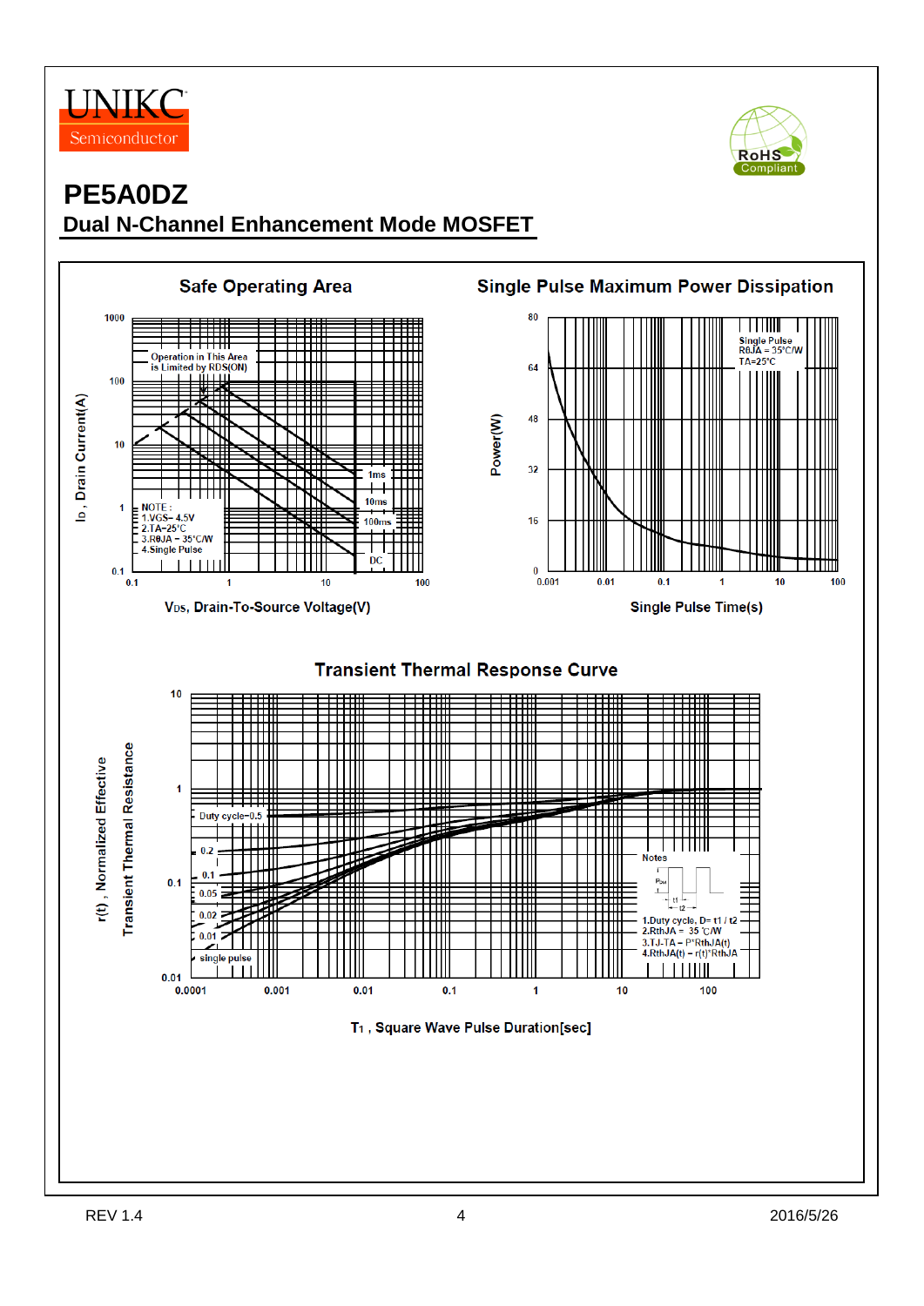UNIKC Semiconductor

# PE5A0DZ

## Dual N-Channel Enhancement Mode MOSFET

### Safe Operating Area

Operation in This Area is Limited by RDS(ON)

NOTE :
1.VGS= 4.5V
2.TA=25°C
3.RθJA = 35°C/W
4.Single Pulse

1ms, 10ms, 100ms, DC

$I_D$, Drain Current(A)

$V_{DS}$, Drain-To-Source Voltage(V)

### Single Pulse Maximum Power Dissipation

Single Pulse
RθJA = 35°C/W
TA=25°C

Power(W)

Single Pulse Time(s)

### Transient Thermal Response Curve

Duty cycle=0.5, 0.2, 0.1, 0.05, 0.02, 0.01, single pulse

Notes
1.Duty cycle, D= t1 / t2
2.RthJA = 35 °C/W
3.TJ-TA = P*RthJA(t)
4.RthJA(t) = r(t)*RthJA

r(t) , Normalized Effective Transient Thermal Resistance

$T_1$ , Square Wave Pulse Duration[sec]

REV 1.4 2016/5/26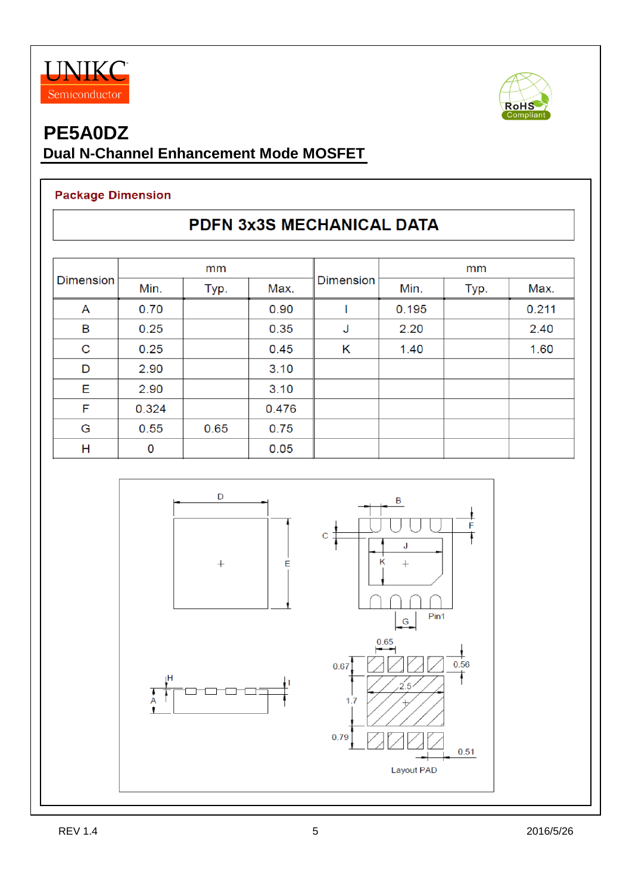# PE5A0DZ

## Dual N-Channel Enhancement Mode MOSFET

### Package Dimension

**PDFN 3x3S MECHANICAL DATA**

| Dimension | mm | | | Dimension | mm | | |
|---|---|---|---|---|---|---|---|
| | Min. | Typ. | Max. | | Min. | Typ. | Max. |
| A | 0.70 | | 0.90 | I | 0.195 | | 0.211 |
| B | 0.25 | | 0.35 | J | 2.20 | | 2.40 |
| C | 0.25 | | 0.45 | K | 1.40 | | 1.60 |
| D | 2.90 | | 3.10 | | | | |
| E | 2.90 | | 3.10 | | | | |
| F | 0.324 | | 0.476 | | | | |
| G | 0.55 | 0.65 | 0.75 | | | | |
| H | 0 | | 0.05 | | | | |

Layout PAD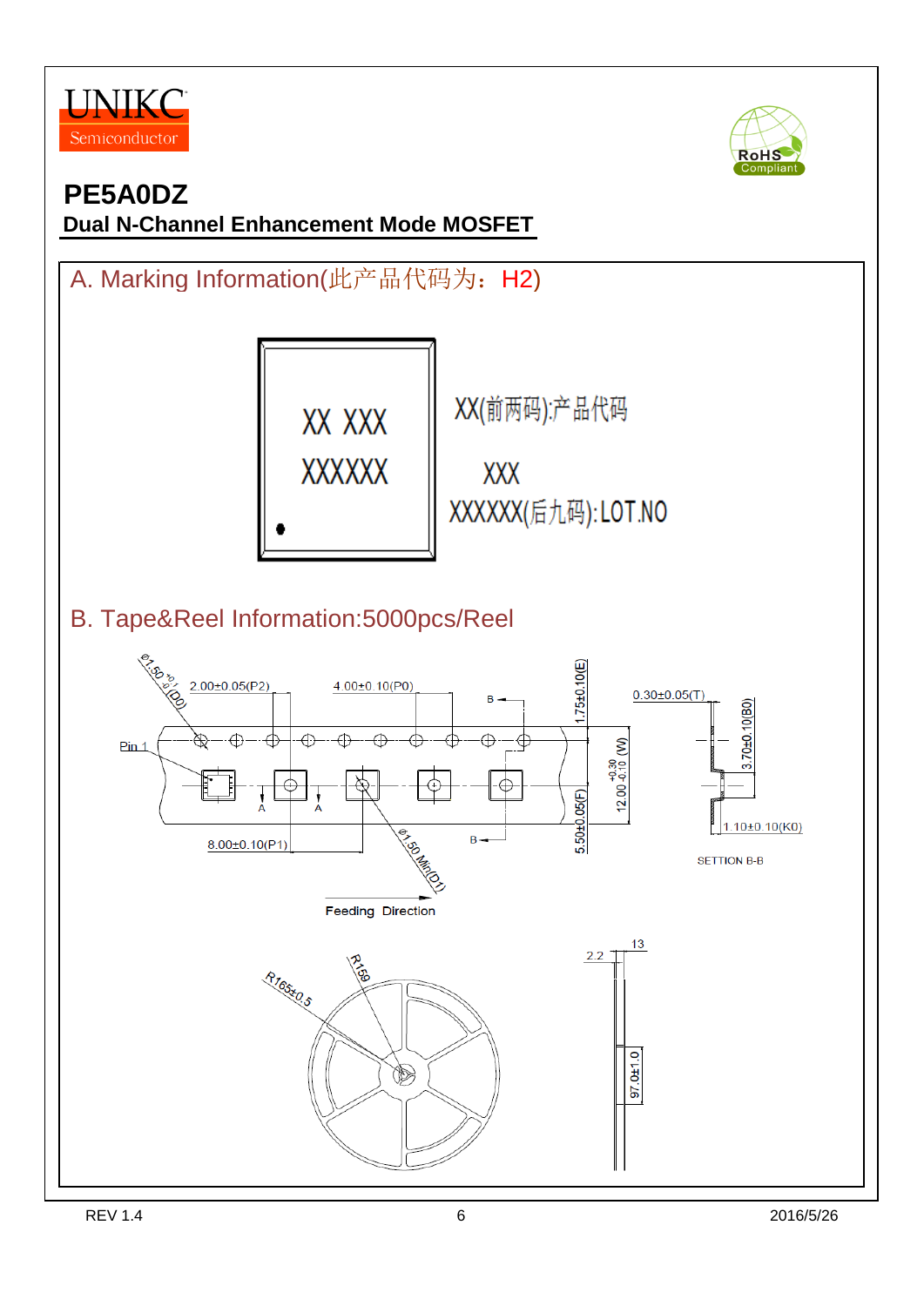UNIKC Semiconductor

# PE5A0DZ

## Dual N-Channel Enhancement Mode MOSFET

## A. Marking Information(此产品代码为：H2)

XX XXX
XXXXXX

XX(前两码):产品代码

XXX

XXXXXX(后九码):LOT.NO

## B. Tape&Reel Information:5000pcs/Reel

Ø1.50 $^{+0.1}_{-0.0}$ (D0)

2.00±0.05(P2)

4.00±0.10(P0)

1.75±0.10(E)

0.30±0.05(T)

3.70±0.10(B0)

Pin 1

12.00 $^{+0.30}_{-0.10}$ (W)

5.50±0.05(F)

1.10±0.10(K0)

8.00±0.10(P1)

Ø1.50 Min(D1)

SETTION B-B

Feeding Direction

R165±0.5

R159

2.2

13

97.0±1.0

REV 1.4

2016/5/26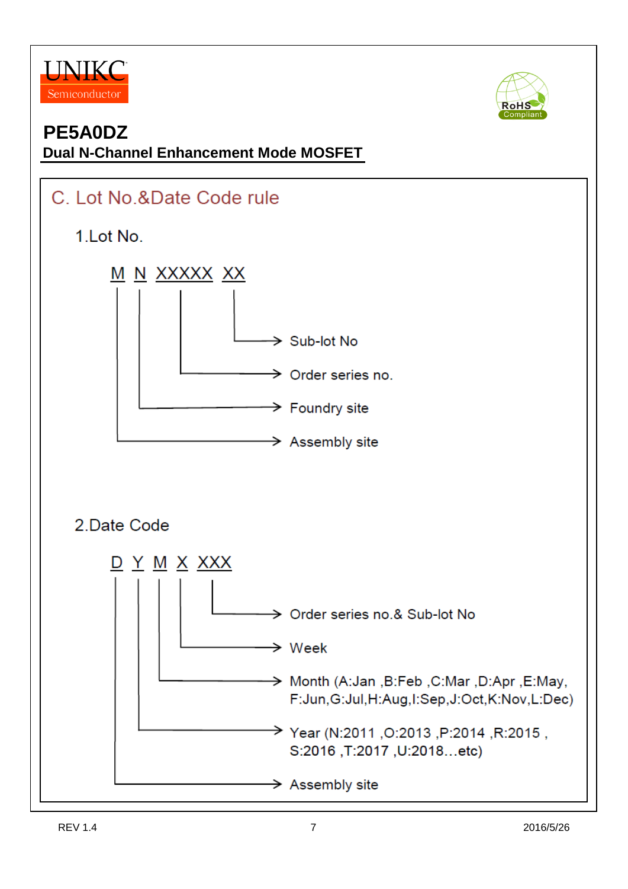# PE5A0DZ

**Dual N-Channel Enhancement Mode MOSFET**

## C. Lot No.&Date Code rule

### 1.Lot No.

M N XXXXX XX

- XX → Sub-lot No
- XXXXX → Order series no.
- N → Foundry site
- M → Assembly site

### 2.Date Code

D Y M X XXX

- XXX → Order series no.& Sub-lot No
- X → Week
- M → Month (A:Jan ,B:Feb ,C:Mar ,D:Apr ,E:May, F:Jun,G:Jul,H:Aug,I:Sep,J:Oct,K:Nov,L:Dec)
- Y → Year (N:2011 ,O:2013 ,P:2014 ,R:2015 , S:2016 ,T:2017 ,U:2018…etc)
- D → Assembly site

REV 1.4 2016/5/26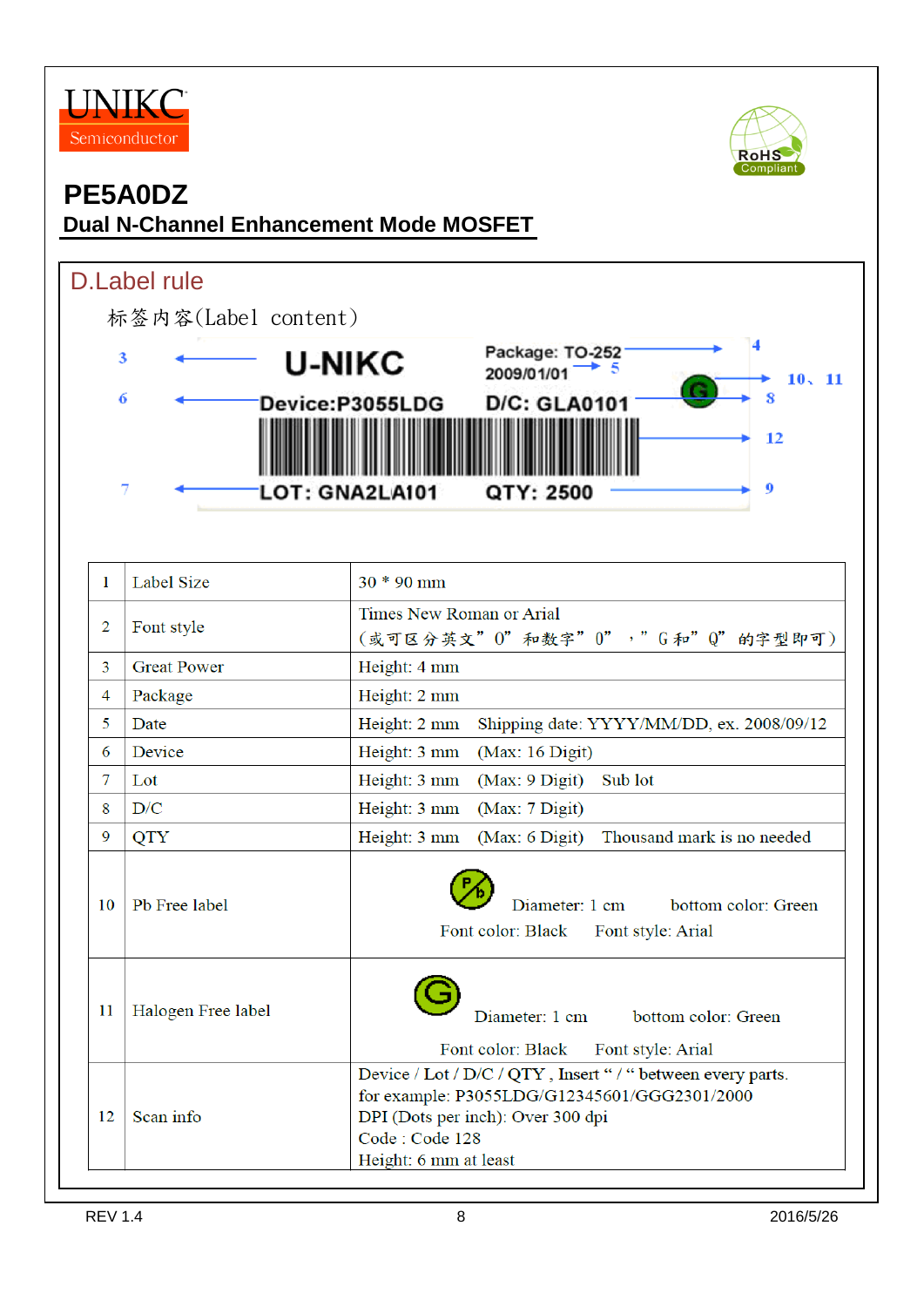UNIKC
Semiconductor

RoHS Compliant

# PE5A0DZ

## Dual N-Channel Enhancement Mode MOSFET

## D.Label rule

标签内容(Label content)

3 — U-NIKC
Package: TO-252 — 4
2009/01/01 — 5
10、11
6 — Device:P3055LDG
D/C: GLA0101 — 8
12
7 — LOT: GNA2LA101
QTY: 2500 — 9

| | | |
|---|---|---|
| 1 | Label Size | 30 * 90 mm |
| 2 | Font style | Times New Roman or Arial (或可区分英文”0”和数字”0”，”G和”Q”的字型即可) |
| 3 | Great Power | Height: 4 mm |
| 4 | Package | Height: 2 mm |
| 5 | Date | Height: 2 mm Shipping date: YYYY/MM/DD, ex. 2008/09/12 |
| 6 | Device | Height: 3 mm (Max: 16 Digit) |
| 7 | Lot | Height: 3 mm (Max: 9 Digit) Sub lot |
| 8 | D/C | Height: 3 mm (Max: 7 Digit) |
| 9 | QTY | Height: 3 mm (Max: 6 Digit) Thousand mark is no needed |
| 10 | Pb Free label | Diameter: 1 cm bottom color: Green<br>Font color: Black Font style: Arial |
| 11 | Halogen Free label | Diameter: 1 cm bottom color: Green<br>Font color: Black Font style: Arial |
| 12 | Scan info | Device / Lot / D/C / QTY , Insert “ / “ between every parts.<br>for example: P3055LDG/G12345601/GGG2301/2000<br>DPI (Dots per inch): Over 300 dpi<br>Code : Code 128<br>Height: 6 mm at least |

REV 1.4 2016/5/26